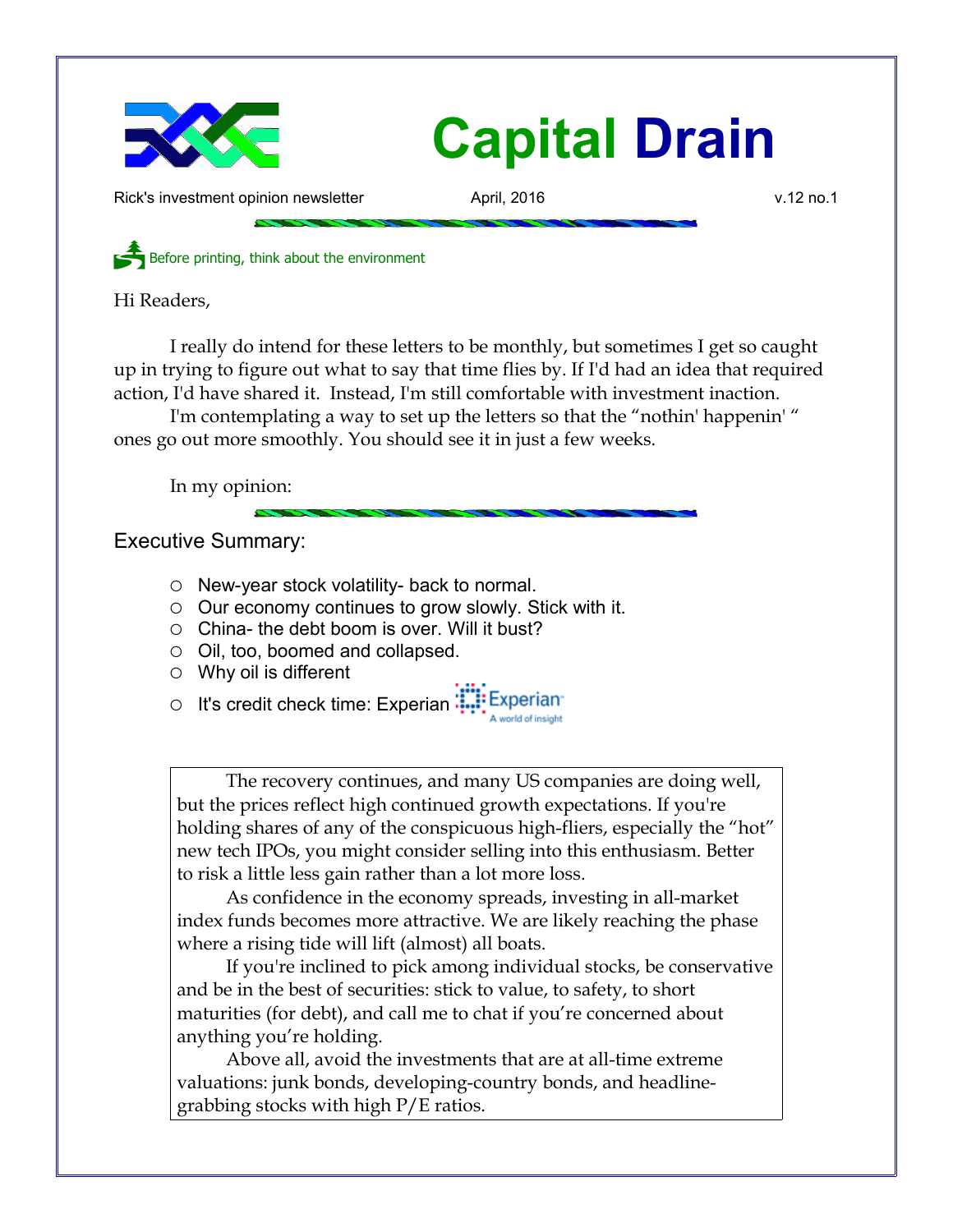# Capital Drain

Rick's investment opinion newsletter April, 2016 v.12 no.1

Before printing, think about the environment

Hi Readers,

I really do intend for these letters to be monthly, but sometimes I get so caught up in trying to figure out what to say that time flies by. If I'd had an idea that required action, I'd have shared it. Instead, I'm still comfortable with investment inaction.

I'm contemplating a way to set up the letters so that the "nothin' happenin' " ones go out more smoothly. You should see it in just a few weeks.

In my opinion:

## Executive Summary:

- New-year stock volatility- back to normal.
- Our economy continues to grow slowly. Stick with it.
- China- the debt boom is over. Will it bust?
- Oil, too, boomed and collapsed.
- Why oil is different
- It's credit check time: Experian

> The recovery continues, and many US companies are doing well, but the prices reflect high continued growth expectations. If you're holding shares of any of the conspicuous high-fliers, especially the "hot" new tech IPOs, you might consider selling into this enthusiasm. Better to risk a little less gain rather than a lot more loss.
>
> As confidence in the economy spreads, investing in all-market index funds becomes more attractive. We are likely reaching the phase where a rising tide will lift (almost) all boats.
>
> If you're inclined to pick among individual stocks, be conservative and be in the best of securities: stick to value, to safety, to short maturities (for debt), and call me to chat if you're concerned about anything you're holding.
>
> Above all, avoid the investments that are at all-time extreme valuations: junk bonds, developing-country bonds, and headline-grabbing stocks with high P/E ratios.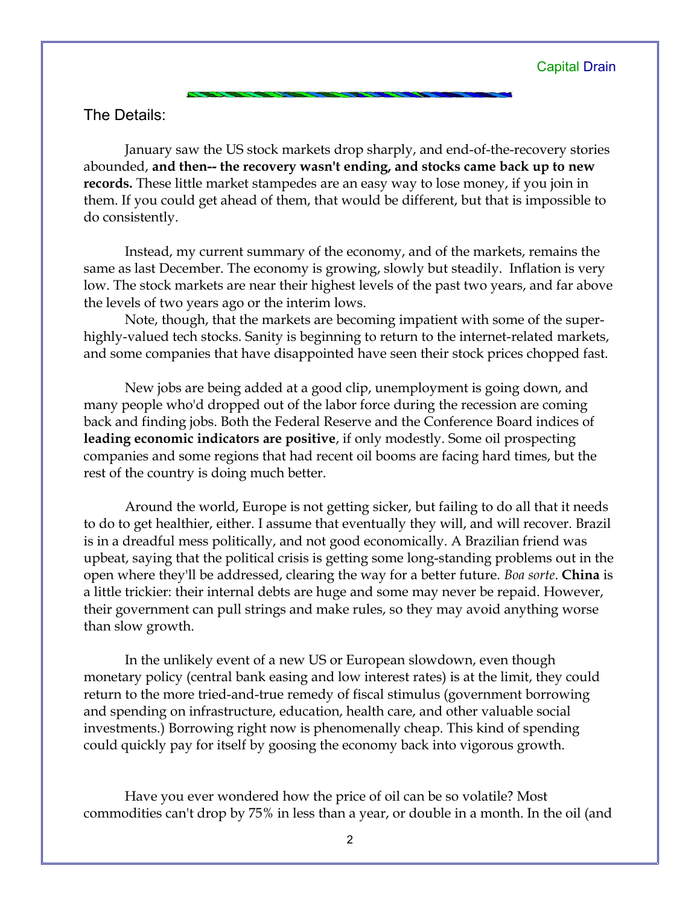## The Details:

January saw the US stock markets drop sharply, and end-of-the-recovery stories abounded, **and then-- the recovery wasn't ending, and stocks came back up to new records.** These little market stampedes are an easy way to lose money, if you join in them. If you could get ahead of them, that would be different, but that is impossible to do consistently.

Instead, my current summary of the economy, and of the markets, remains the same as last December. The economy is growing, slowly but steadily. Inflation is very low. The stock markets are near their highest levels of the past two years, and far above the levels of two years ago or the interim lows.

Note, though, that the markets are becoming impatient with some of the super-highly-valued tech stocks. Sanity is beginning to return to the internet-related markets, and some companies that have disappointed have seen their stock prices chopped fast.

New jobs are being added at a good clip, unemployment is going down, and many people who'd dropped out of the labor force during the recession are coming back and finding jobs. Both the Federal Reserve and the Conference Board indices of **leading economic indicators are positive**, if only modestly. Some oil prospecting companies and some regions that had recent oil booms are facing hard times, but the rest of the country is doing much better.

Around the world, Europe is not getting sicker, but failing to do all that it needs to do to get healthier, either. I assume that eventually they will, and will recover. Brazil is in a dreadful mess politically, and not good economically. A Brazilian friend was upbeat, saying that the political crisis is getting some long-standing problems out in the open where they'll be addressed, clearing the way for a better future. *Boa sorte*. **China** is a little trickier: their internal debts are huge and some may never be repaid. However, their government can pull strings and make rules, so they may avoid anything worse than slow growth.

In the unlikely event of a new US or European slowdown, even though monetary policy (central bank easing and low interest rates) is at the limit, they could return to the more tried-and-true remedy of fiscal stimulus (government borrowing and spending on infrastructure, education, health care, and other valuable social investments.) Borrowing right now is phenomenally cheap. This kind of spending could quickly pay for itself by goosing the economy back into vigorous growth.

Have you ever wondered how the price of oil can be so volatile? Most commodities can't drop by 75% in less than a year, or double in a month. In the oil (and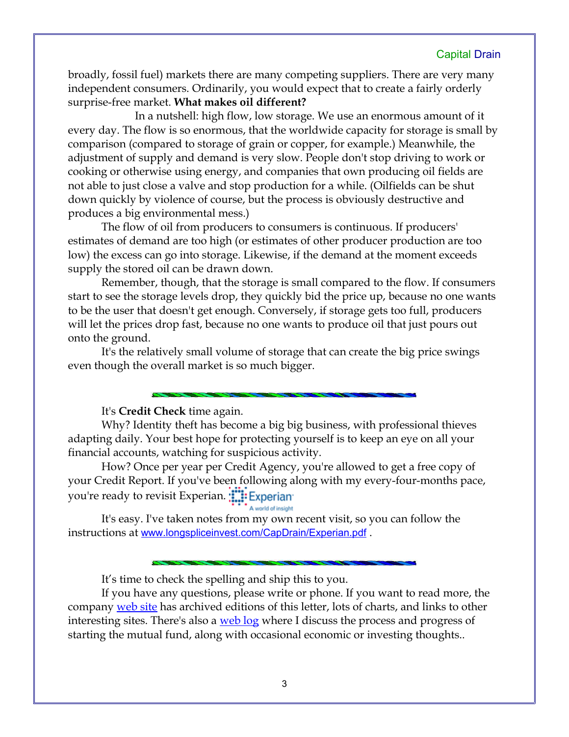broadly, fossil fuel) markets there are many competing suppliers. There are very many independent consumers. Ordinarily, you would expect that to create a fairly orderly surprise-free market. **What makes oil different?**

In a nutshell: high flow, low storage. We use an enormous amount of it every day. The flow is so enormous, that the worldwide capacity for storage is small by comparison (compared to storage of grain or copper, for example.) Meanwhile, the adjustment of supply and demand is very slow. People don't stop driving to work or cooking or otherwise using energy, and companies that own producing oil fields are not able to just close a valve and stop production for a while. (Oilfields can be shut down quickly by violence of course, but the process is obviously destructive and produces a big environmental mess.)

The flow of oil from producers to consumers is continuous. If producers' estimates of demand are too high (or estimates of other producer production are too low) the excess can go into storage. Likewise, if the demand at the moment exceeds supply the stored oil can be drawn down.

Remember, though, that the storage is small compared to the flow. If consumers start to see the storage levels drop, they quickly bid the price up, because no one wants to be the user that doesn't get enough. Conversely, if storage gets too full, producers will let the prices drop fast, because no one wants to produce oil that just pours out onto the ground.

It's the relatively small volume of storage that can create the big price swings even though the overall market is so much bigger.

---

It's **Credit Check** time again.

Why? Identity theft has become a big big business, with professional thieves adapting daily. Your best hope for protecting yourself is to keep an eye on all your financial accounts, watching for suspicious activity.

How? Once per year per Credit Agency, you're allowed to get a free copy of your Credit Report. If you've been following along with my every-four-months pace, you're ready to revisit Experian.

It's easy. I've taken notes from my own recent visit, so you can follow the instructions at www.longspliceinvest.com/CapDrain/Experian.pdf .

---

It's time to check the spelling and ship this to you.

If you have any questions, please write or phone. If you want to read more, the company web site has archived editions of this letter, lots of charts, and links to other interesting sites. There's also a web log where I discuss the process and progress of starting the mutual fund, along with occasional economic or investing thoughts..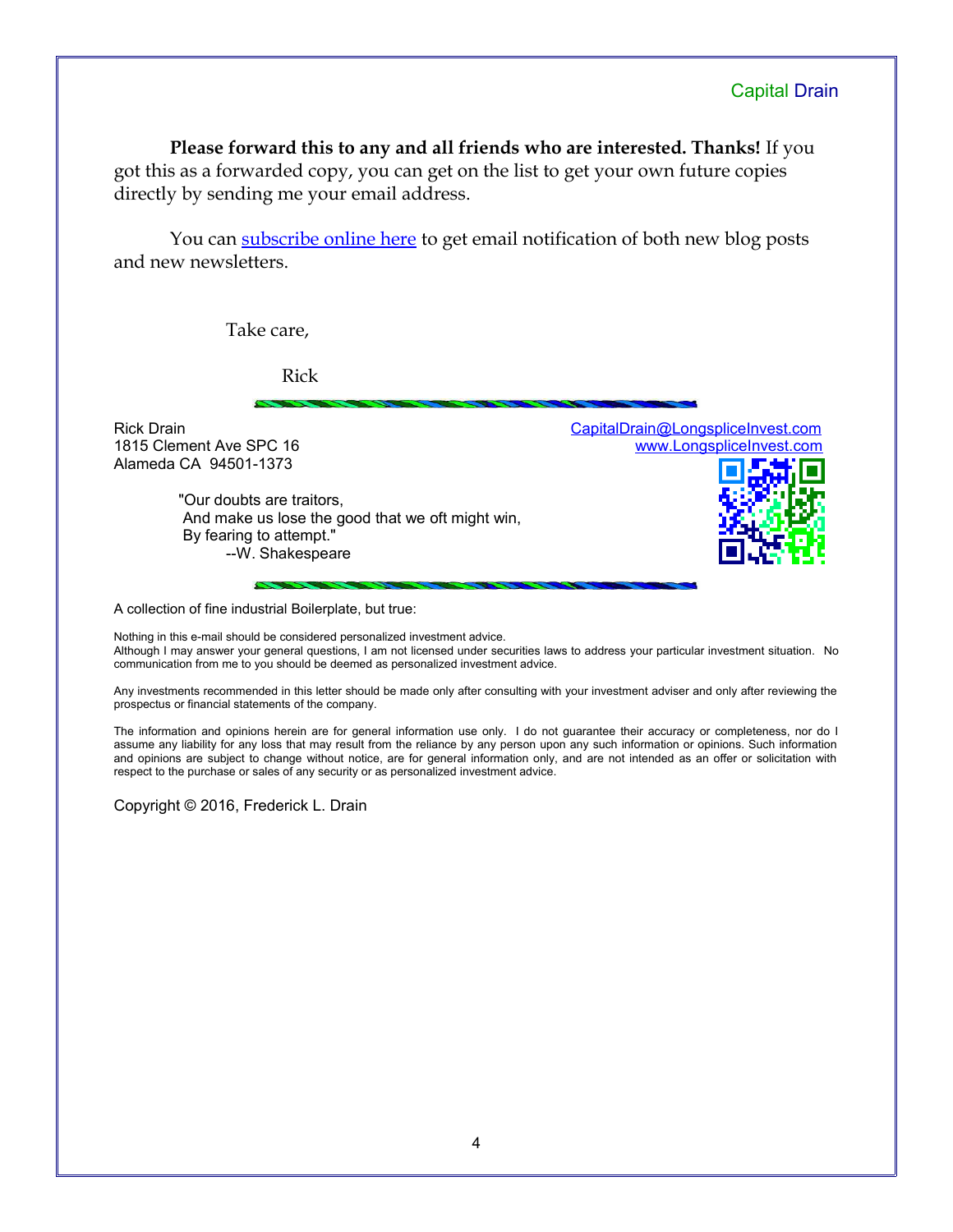**Please forward this to any and all friends who are interested. Thanks!** If you got this as a forwarded copy, you can get on the list to get your own future copies directly by sending me your email address.

You can subscribe online here to get email notification of both new blog posts and new newsletters.

Take care,

Rick

---

Rick Drain
1815 Clement Ave SPC 16
Alameda CA 94501-1373

CapitalDrain@LongspliceInvest.com
www.LongspliceInvest.com

"Our doubts are traitors,
And make us lose the good that we oft might win,
By fearing to attempt."
--W. Shakespeare

---

A collection of fine industrial Boilerplate, but true:

Nothing in this e-mail should be considered personalized investment advice.
Although I may answer your general questions, I am not licensed under securities laws to address your particular investment situation. No communication from me to you should be deemed as personalized investment advice.

Any investments recommended in this letter should be made only after consulting with your investment adviser and only after reviewing the prospectus or financial statements of the company.

The information and opinions herein are for general information use only. I do not guarantee their accuracy or completeness, nor do I assume any liability for any loss that may result from the reliance by any person upon any such information or opinions. Such information and opinions are subject to change without notice, are for general information only, and are not intended as an offer or solicitation with respect to the purchase or sales of any security or as personalized investment advice.

Copyright © 2016, Frederick L. Drain